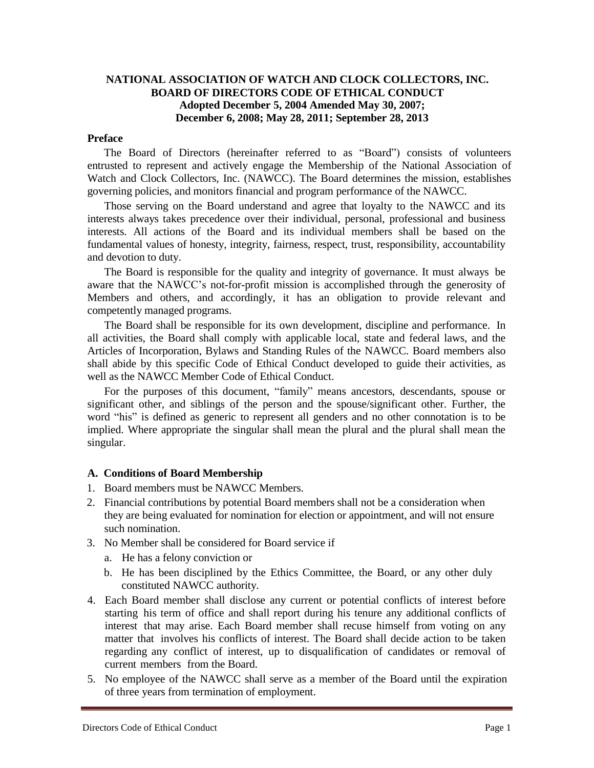# NATIONAL ASSOCIATION OF WATCH AND CLOCK COLLECTORS, INC.
# BOARD OF DIRECTORS CODE OF ETHICAL CONDUCT
**Adopted December 5, 2004 Amended May 30, 2007;**
**December 6, 2008; May 28, 2011; September 28, 2013**

## Preface

The Board of Directors (hereinafter referred to as "Board") consists of volunteers entrusted to represent and actively engage the Membership of the National Association of Watch and Clock Collectors, Inc. (NAWCC). The Board determines the mission, establishes governing policies, and monitors financial and program performance of the NAWCC.

Those serving on the Board understand and agree that loyalty to the NAWCC and its interests always takes precedence over their individual, personal, professional and business interests. All actions of the Board and its individual members shall be based on the fundamental values of honesty, integrity, fairness, respect, trust, responsibility, accountability and devotion to duty.

The Board is responsible for the quality and integrity of governance. It must always be aware that the NAWCC's not-for-profit mission is accomplished through the generosity of Members and others, and accordingly, it has an obligation to provide relevant and competently managed programs.

The Board shall be responsible for its own development, discipline and performance. In all activities, the Board shall comply with applicable local, state and federal laws, and the Articles of Incorporation, Bylaws and Standing Rules of the NAWCC. Board members also shall abide by this specific Code of Ethical Conduct developed to guide their activities, as well as the NAWCC Member Code of Ethical Conduct.

For the purposes of this document, "family" means ancestors, descendants, spouse or significant other, and siblings of the person and the spouse/significant other. Further, the word "his" is defined as generic to represent all genders and no other connotation is to be implied. Where appropriate the singular shall mean the plural and the plural shall mean the singular.

## A. Conditions of Board Membership

1. Board members must be NAWCC Members.
2. Financial contributions by potential Board members shall not be a consideration when they are being evaluated for nomination for election or appointment, and will not ensure such nomination.
3. No Member shall be considered for Board service if
   a. He has a felony conviction or
   b. He has been disciplined by the Ethics Committee, the Board, or any other duly constituted NAWCC authority.
4. Each Board member shall disclose any current or potential conflicts of interest before starting his term of office and shall report during his tenure any additional conflicts of interest that may arise. Each Board member shall recuse himself from voting on any matter that involves his conflicts of interest. The Board shall decide action to be taken regarding any conflict of interest, up to disqualification of candidates or removal of current members from the Board.
5. No employee of the NAWCC shall serve as a member of the Board until the expiration of three years from termination of employment.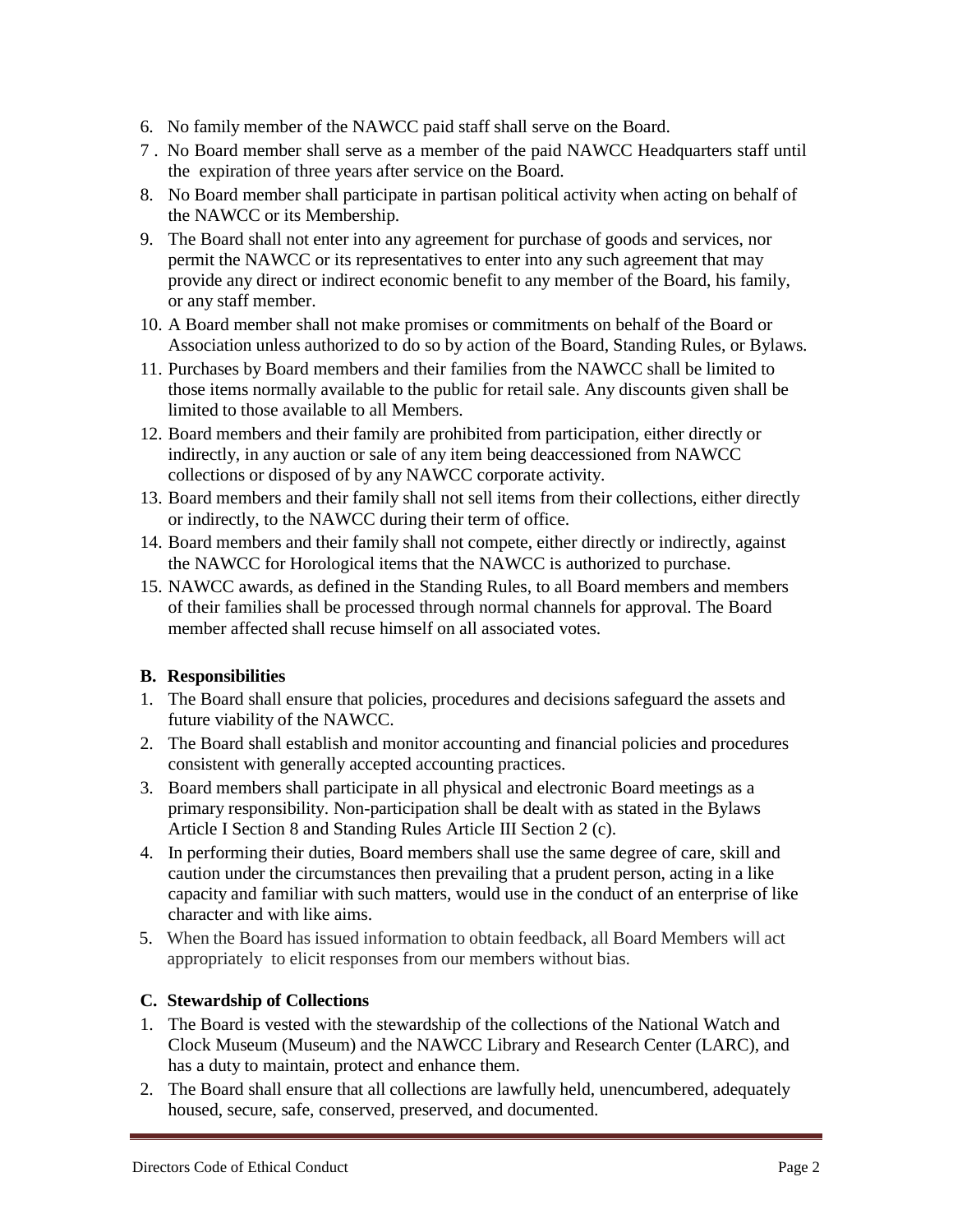6. No family member of the NAWCC paid staff shall serve on the Board.
7. No Board member shall serve as a member of the paid NAWCC Headquarters staff until the expiration of three years after service on the Board.
8. No Board member shall participate in partisan political activity when acting on behalf of the NAWCC or its Membership.
9. The Board shall not enter into any agreement for purchase of goods and services, nor permit the NAWCC or its representatives to enter into any such agreement that may provide any direct or indirect economic benefit to any member of the Board, his family, or any staff member.
10. A Board member shall not make promises or commitments on behalf of the Board or Association unless authorized to do so by action of the Board, Standing Rules, or Bylaws.
11. Purchases by Board members and their families from the NAWCC shall be limited to those items normally available to the public for retail sale. Any discounts given shall be limited to those available to all Members.
12. Board members and their family are prohibited from participation, either directly or indirectly, in any auction or sale of any item being deaccessioned from NAWCC collections or disposed of by any NAWCC corporate activity.
13. Board members and their family shall not sell items from their collections, either directly or indirectly, to the NAWCC during their term of office.
14. Board members and their family shall not compete, either directly or indirectly, against the NAWCC for Horological items that the NAWCC is authorized to purchase.
15. NAWCC awards, as defined in the Standing Rules, to all Board members and members of their families shall be processed through normal channels for approval. The Board member affected shall recuse himself on all associated votes.

### B. Responsibilities

1. The Board shall ensure that policies, procedures and decisions safeguard the assets and future viability of the NAWCC.
2. The Board shall establish and monitor accounting and financial policies and procedures consistent with generally accepted accounting practices.
3. Board members shall participate in all physical and electronic Board meetings as a primary responsibility. Non-participation shall be dealt with as stated in the Bylaws Article I Section 8 and Standing Rules Article III Section 2 (c).
4. In performing their duties, Board members shall use the same degree of care, skill and caution under the circumstances then prevailing that a prudent person, acting in a like capacity and familiar with such matters, would use in the conduct of an enterprise of like character and with like aims.
5. When the Board has issued information to obtain feedback, all Board Members will act appropriately to elicit responses from our members without bias.

### C. Stewardship of Collections

1. The Board is vested with the stewardship of the collections of the National Watch and Clock Museum (Museum) and the NAWCC Library and Research Center (LARC), and has a duty to maintain, protect and enhance them.
2. The Board shall ensure that all collections are lawfully held, unencumbered, adequately housed, secure, safe, conserved, preserved, and documented.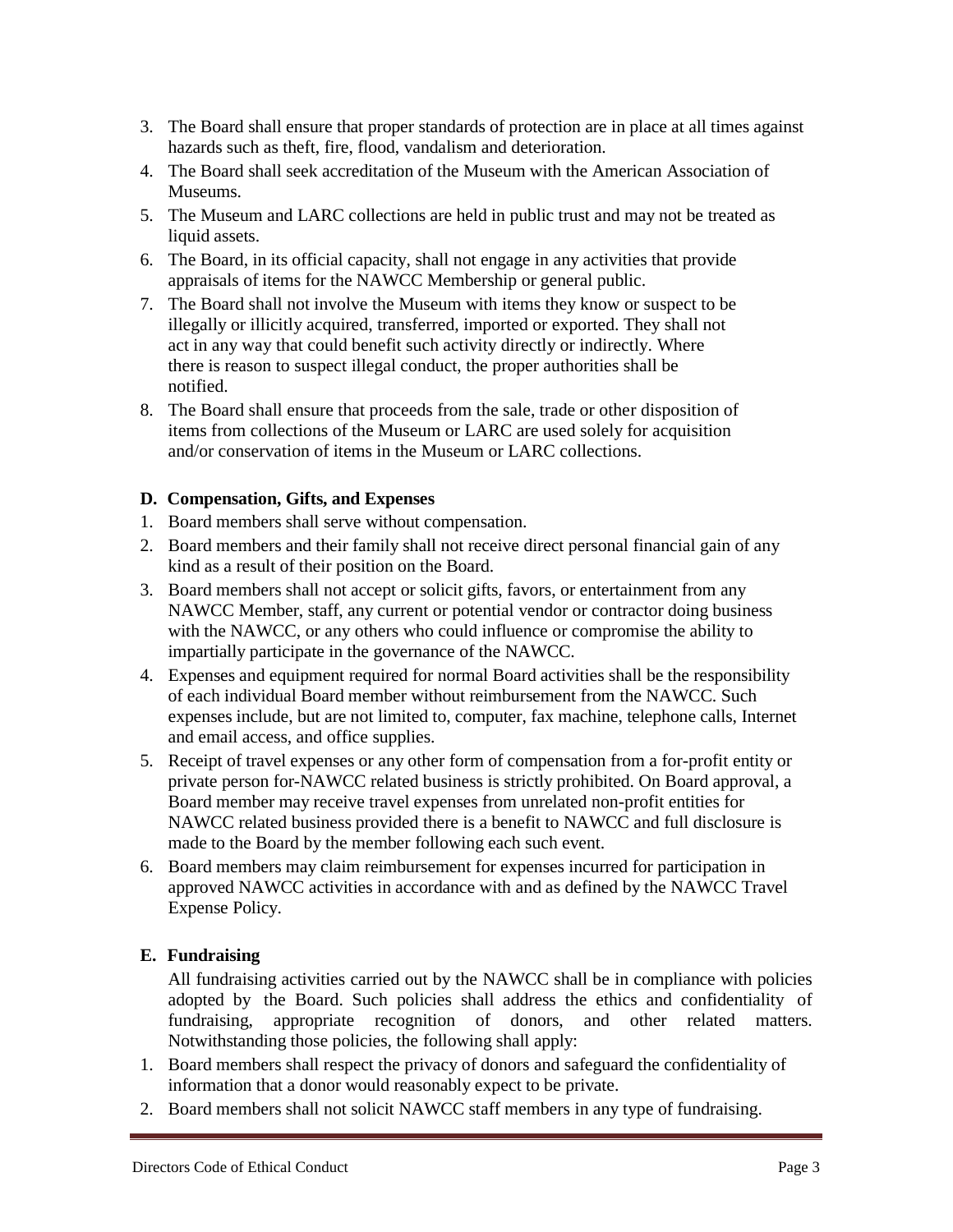3. The Board shall ensure that proper standards of protection are in place at all times against hazards such as theft, fire, flood, vandalism and deterioration.
4. The Board shall seek accreditation of the Museum with the American Association of Museums.
5. The Museum and LARC collections are held in public trust and may not be treated as liquid assets.
6. The Board, in its official capacity, shall not engage in any activities that provide appraisals of items for the NAWCC Membership or general public.
7. The Board shall not involve the Museum with items they know or suspect to be illegally or illicitly acquired, transferred, imported or exported. They shall not act in any way that could benefit such activity directly or indirectly. Where there is reason to suspect illegal conduct, the proper authorities shall be notified.
8. The Board shall ensure that proceeds from the sale, trade or other disposition of items from collections of the Museum or LARC are used solely for acquisition and/or conservation of items in the Museum or LARC collections.

**D. Compensation, Gifts, and Expenses**

1. Board members shall serve without compensation.
2. Board members and their family shall not receive direct personal financial gain of any kind as a result of their position on the Board.
3. Board members shall not accept or solicit gifts, favors, or entertainment from any NAWCC Member, staff, any current or potential vendor or contractor doing business with the NAWCC, or any others who could influence or compromise the ability to impartially participate in the governance of the NAWCC.
4. Expenses and equipment required for normal Board activities shall be the responsibility of each individual Board member without reimbursement from the NAWCC. Such expenses include, but are not limited to, computer, fax machine, telephone calls, Internet and email access, and office supplies.
5. Receipt of travel expenses or any other form of compensation from a for-profit entity or private person for-NAWCC related business is strictly prohibited. On Board approval, a Board member may receive travel expenses from unrelated non-profit entities for NAWCC related business provided there is a benefit to NAWCC and full disclosure is made to the Board by the member following each such event.
6. Board members may claim reimbursement for expenses incurred for participation in approved NAWCC activities in accordance with and as defined by the NAWCC Travel Expense Policy.

**E. Fundraising**

All fundraising activities carried out by the NAWCC shall be in compliance with policies adopted by the Board. Such policies shall address the ethics and confidentiality of fundraising, appropriate recognition of donors, and other related matters. Notwithstanding those policies, the following shall apply:

1. Board members shall respect the privacy of donors and safeguard the confidentiality of information that a donor would reasonably expect to be private.
2. Board members shall not solicit NAWCC staff members in any type of fundraising.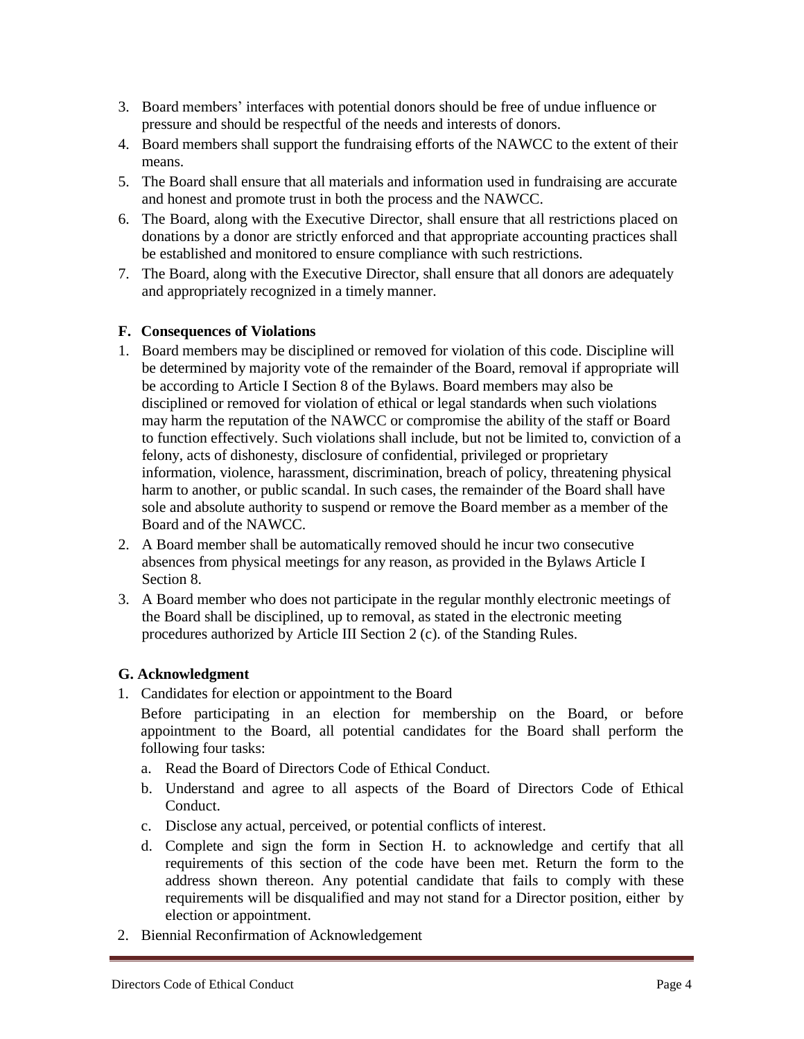3. Board members' interfaces with potential donors should be free of undue influence or pressure and should be respectful of the needs and interests of donors.
4. Board members shall support the fundraising efforts of the NAWCC to the extent of their means.
5. The Board shall ensure that all materials and information used in fundraising are accurate and honest and promote trust in both the process and the NAWCC.
6. The Board, along with the Executive Director, shall ensure that all restrictions placed on donations by a donor are strictly enforced and that appropriate accounting practices shall be established and monitored to ensure compliance with such restrictions.
7. The Board, along with the Executive Director, shall ensure that all donors are adequately and appropriately recognized in a timely manner.

### F. Consequences of Violations

1. Board members may be disciplined or removed for violation of this code. Discipline will be determined by majority vote of the remainder of the Board, removal if appropriate will be according to Article I Section 8 of the Bylaws. Board members may also be disciplined or removed for violation of ethical or legal standards when such violations may harm the reputation of the NAWCC or compromise the ability of the staff or Board to function effectively. Such violations shall include, but not be limited to, conviction of a felony, acts of dishonesty, disclosure of confidential, privileged or proprietary information, violence, harassment, discrimination, breach of policy, threatening physical harm to another, or public scandal. In such cases, the remainder of the Board shall have sole and absolute authority to suspend or remove the Board member as a member of the Board and of the NAWCC.
2. A Board member shall be automatically removed should he incur two consecutive absences from physical meetings for any reason, as provided in the Bylaws Article I Section 8.
3. A Board member who does not participate in the regular monthly electronic meetings of the Board shall be disciplined, up to removal, as stated in the electronic meeting procedures authorized by Article III Section 2 (c). of the Standing Rules.

### G. Acknowledgment

1. Candidates for election or appointment to the Board

   Before participating in an election for membership on the Board, or before appointment to the Board, all potential candidates for the Board shall perform the following four tasks:

   a. Read the Board of Directors Code of Ethical Conduct.
   b. Understand and agree to all aspects of the Board of Directors Code of Ethical Conduct.
   c. Disclose any actual, perceived, or potential conflicts of interest.
   d. Complete and sign the form in Section H. to acknowledge and certify that all requirements of this section of the code have been met. Return the form to the address shown thereon. Any potential candidate that fails to comply with these requirements will be disqualified and may not stand for a Director position, either by election or appointment.
2. Biennial Reconfirmation of Acknowledgement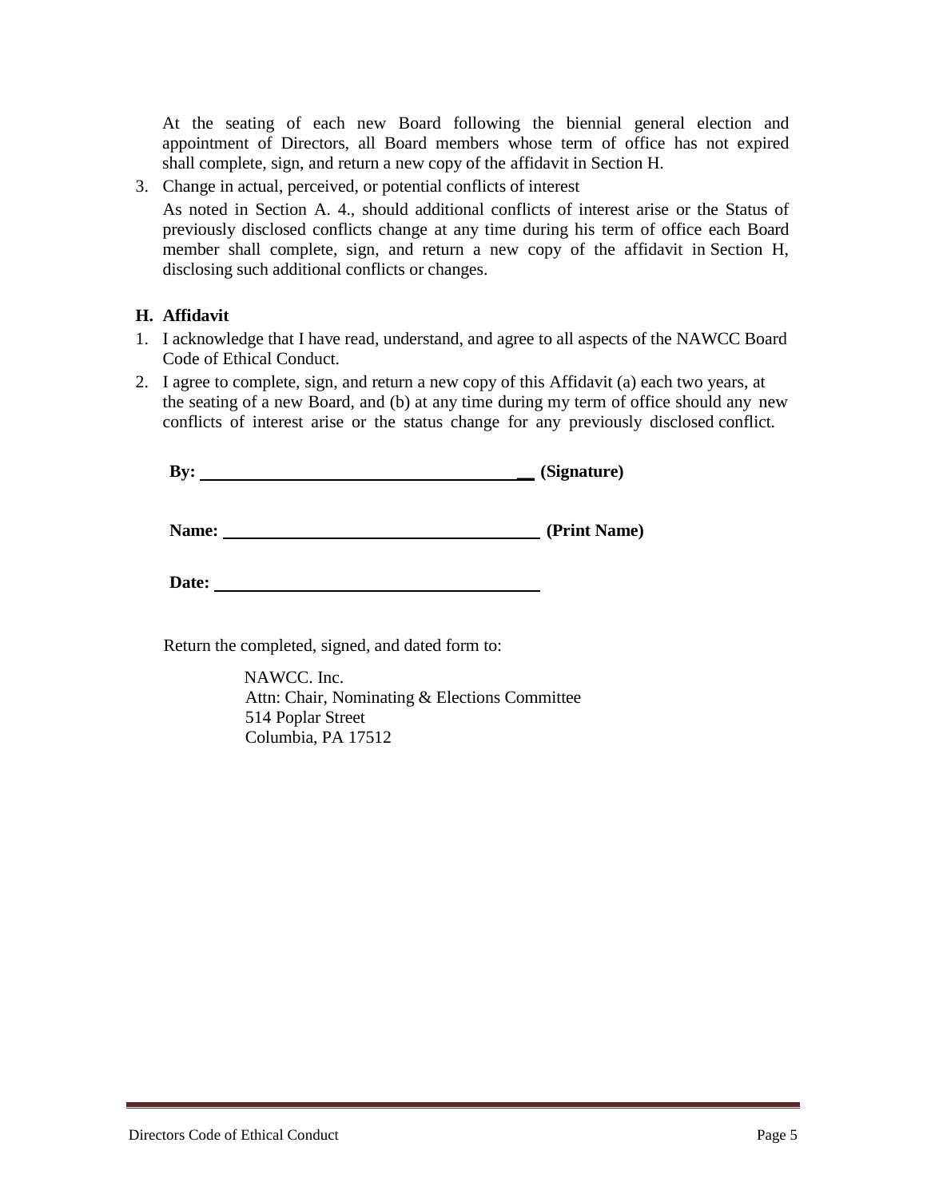At the seating of each new Board following the biennial general election and appointment of Directors, all Board members whose term of office has not expired shall complete, sign, and return a new copy of the affidavit in Section H.

3. Change in actual, perceived, or potential conflicts of interest

   As noted in Section A. 4., should additional conflicts of interest arise or the Status of previously disclosed conflicts change at any time during his term of office each Board member shall complete, sign, and return a new copy of the affidavit in Section H, disclosing such additional conflicts or changes.

## H. Affidavit

1. I acknowledge that I have read, understand, and agree to all aspects of the NAWCC Board Code of Ethical Conduct.
2. I agree to complete, sign, and return a new copy of this Affidavit (a) each two years, at the seating of a new Board, and (b) at any time during my term of office should any new conflicts of interest arise or the status change for any previously disclosed conflict.

**By:** ______________________________________ **(Signature)**

**Name:** ____________________________________ **(Print Name)**

**Date:** ____________________________________

Return the completed, signed, and dated form to:

NAWCC. Inc.
Attn: Chair, Nominating & Elections Committee
514 Poplar Street
Columbia, PA 17512